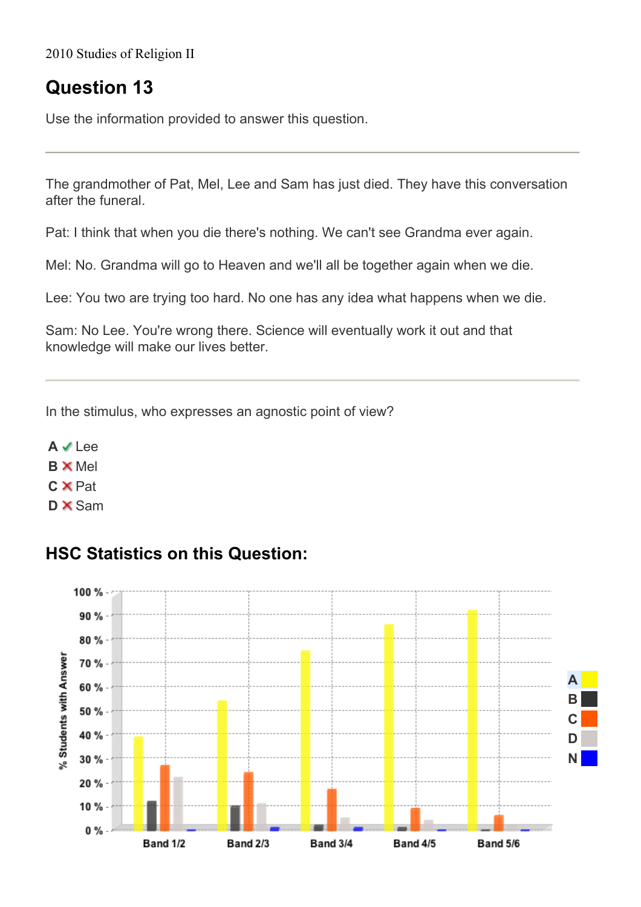2010 Studies of Religion II

## Question 13

Use the information provided to answer this question.

---

The grandmother of Pat, Mel, Lee and Sam has just died. They have this conversation after the funeral.

Pat: I think that when you die there's nothing. We can't see Grandma ever again.

Mel: No. Grandma will go to Heaven and we'll all be together again when we die.

Lee: You two are trying too hard. No one has any idea what happens when we die.

Sam: No Lee. You're wrong there. Science will eventually work it out and that knowledge will make our lives better.

---

In the stimulus, who expresses an agnostic point of view?

**A** ✔ Lee
**B** ✘ Mel
**C** ✘ Pat
**D** ✘ Sam

## HSC Statistics on this Question:

| % Students with Answer | Band 1/2 | Band 2/3 | Band 3/4 | Band 4/5 | Band 5/6 |
| --- | --- | --- | --- | --- | --- |
| A | 39 % | 54 % | 75 % | 86 % | 92 % |
| B | 12 % | 10 % | 2 % | 1 % | 0 % |
| C | 27 % | 24 % | 17 % | 9 % | 6 % |
| D | 22 % | 11 % | 5 % | 4 % | 0 % |
| N | 0 % | 1 % | 1 % | 0 % | 0 % |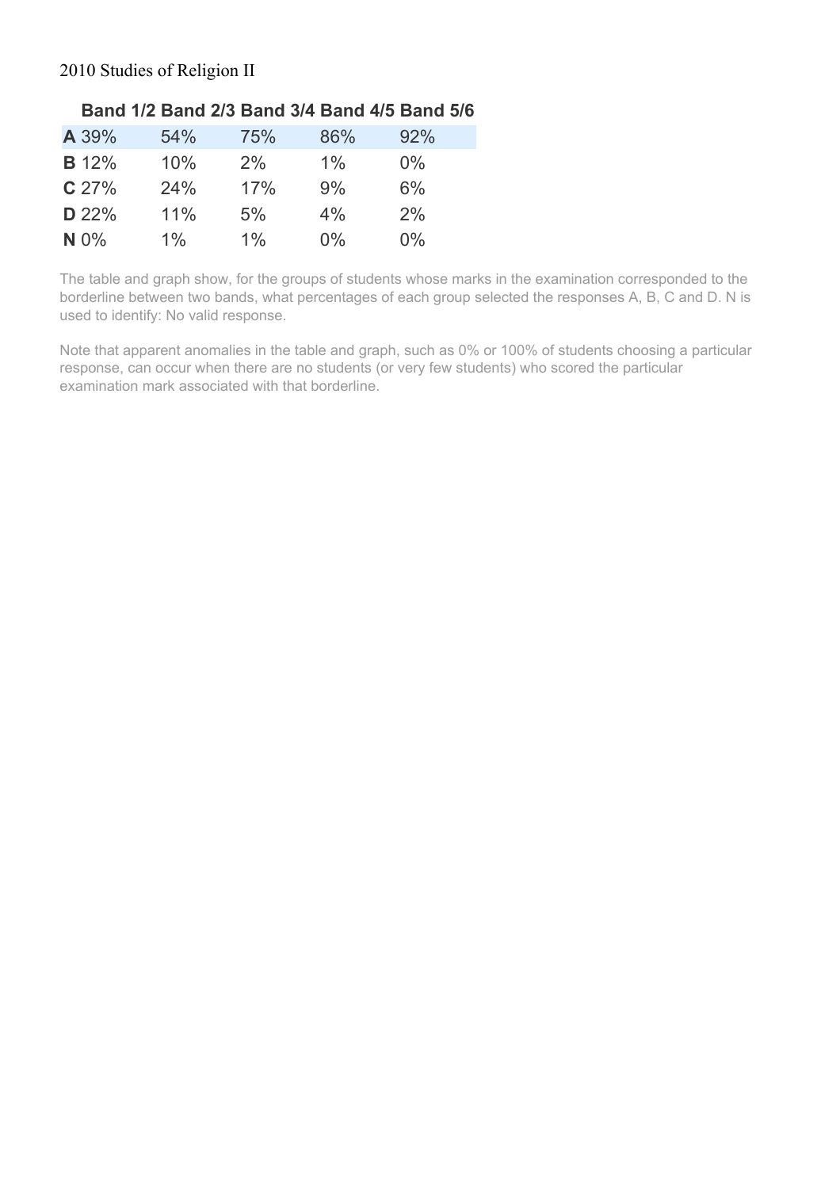2010 Studies of Religion II

| | Band 1/2 | Band 2/3 | Band 3/4 | Band 4/5 | Band 5/6 |
|---|---|---|---|---|---|
| **A** | 39% | 54% | 75% | 86% | 92% |
| **B** | 12% | 10% | 2% | 1% | 0% |
| **C** | 27% | 24% | 17% | 9% | 6% |
| **D** | 22% | 11% | 5% | 4% | 2% |
| **N** | 0% | 1% | 1% | 0% | 0% |

The table and graph show, for the groups of students whose marks in the examination corresponded to the borderline between two bands, what percentages of each group selected the responses A, B, C and D. N is used to identify: No valid response.

Note that apparent anomalies in the table and graph, such as 0% or 100% of students choosing a particular response, can occur when there are no students (or very few students) who scored the particular examination mark associated with that borderline.